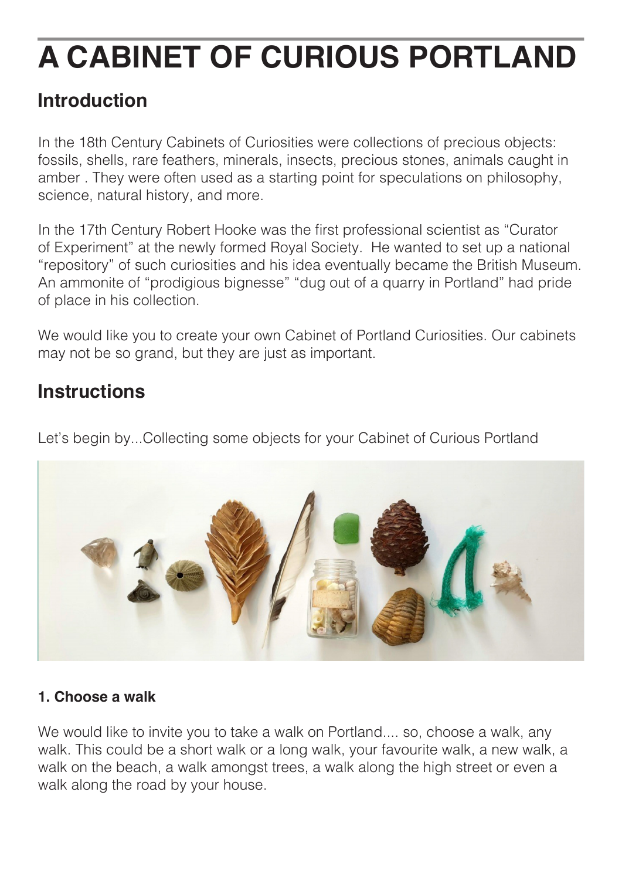# A CABINET OF CURIOUS PORTLAND

## Introduction

In the 18th Century Cabinets of Curiosities were collections of precious objects: fossils, shells, rare feathers, minerals, insects, precious stones, animals caught in amber . They were often used as a starting point for speculations on philosophy, science, natural history, and more.

In the 17th Century Robert Hooke was the first professional scientist as “Curator of Experiment” at the newly formed Royal Society. He wanted to set up a national “repository” of such curiosities and his idea eventually became the British Museum. An ammonite of “prodigious bignesse” “dug out of a quarry in Portland” had pride of place in his collection.

We would like you to create your own Cabinet of Portland Curiosities. Our cabinets may not be so grand, but they are just as important.

## Instructions

Let’s begin by...Collecting some objects for your Cabinet of Curious Portland

#### 1. Choose a walk

We would like to invite you to take a walk on Portland.... so, choose a walk, any walk. This could be a short walk or a long walk, your favourite walk, a new walk, a walk on the beach, a walk amongst trees, a walk along the high street or even a walk along the road by your house.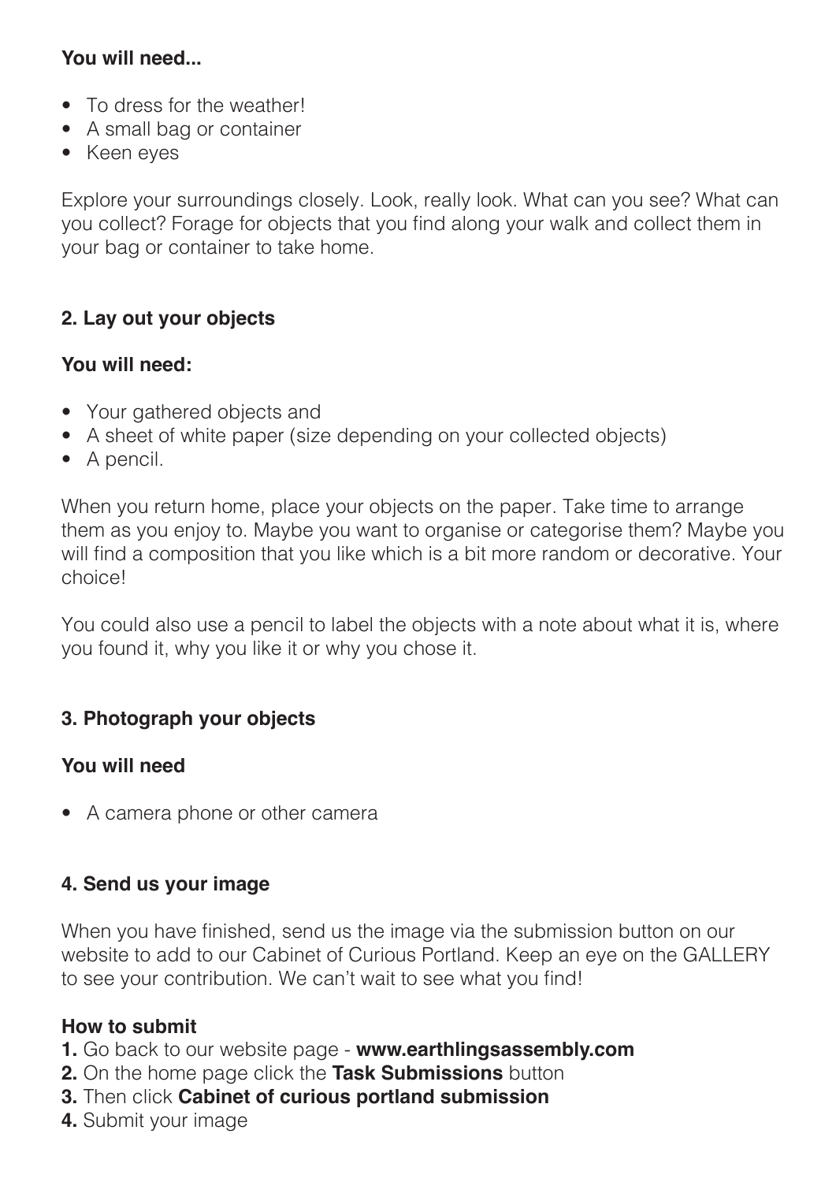**You will need...**

- To dress for the weather!
- A small bag or container
- Keen eyes

Explore your surroundings closely. Look, really look. What can you see? What can you collect? Forage for objects that you find along your walk and collect them in your bag or container to take home.

## 2. Lay out your objects

**You will need:**

- Your gathered objects and
- A sheet of white paper (size depending on your collected objects)
- A pencil.

When you return home, place your objects on the paper. Take time to arrange them as you enjoy to. Maybe you want to organise or categorise them? Maybe you will find a composition that you like which is a bit more random or decorative. Your choice!

You could also use a pencil to label the objects with a note about what it is, where you found it, why you like it or why you chose it.

## 3. Photograph your objects

**You will need**

- A camera phone or other camera

## 4. Send us your image

When you have finished, send us the image via the submission button on our website to add to our Cabinet of Curious Portland. Keep an eye on the GALLERY to see your contribution. We can't wait to see what you find!

**How to submit**

**1.** Go back to our website page - **www.earthlingsassembly.com**
**2.** On the home page click the **Task Submissions** button
**3.** Then click **Cabinet of curious portland submission**
**4.** Submit your image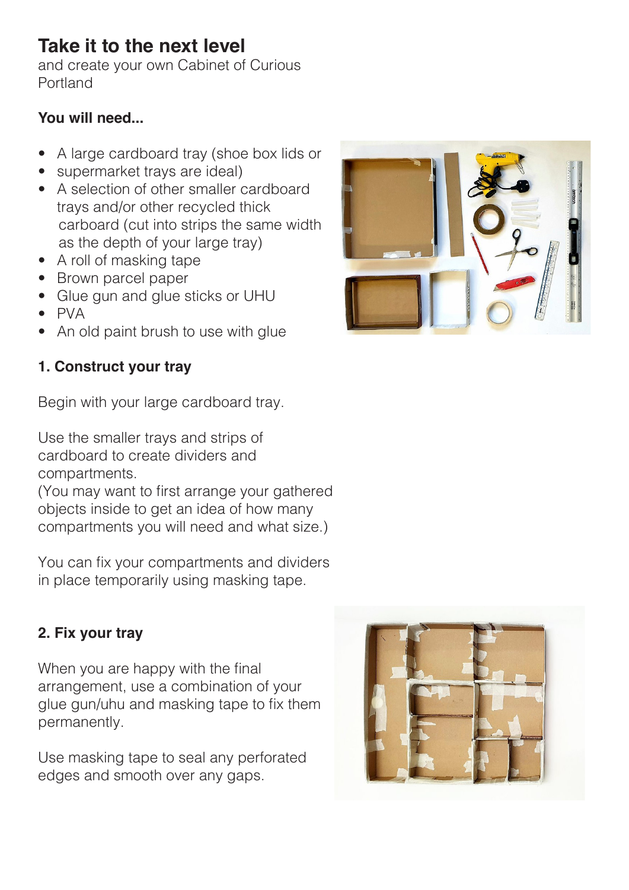# Take it to the next level

and create your own Cabinet of Curious Portland

**You will need...**

- A large cardboard tray (shoe box lids or
- supermarket trays are ideal)
- A selection of other smaller cardboard trays and/or other recycled thick carboard (cut into strips the same width as the depth of your large tray)
- A roll of masking tape
- Brown parcel paper
- Glue gun and glue sticks or UHU
- PVA
- An old paint brush to use with glue

## 1. Construct your tray

Begin with your large cardboard tray.

Use the smaller trays and strips of cardboard to create dividers and compartments.
(You may want to first arrange your gathered objects inside to get an idea of how many compartments you will need and what size.)

You can fix your compartments and dividers in place temporarily using masking tape.

## 2. Fix your tray

When you are happy with the final arrangement, use a combination of your glue gun/uhu and masking tape to fix them permanently.

Use masking tape to seal any perforated edges and smooth over any gaps.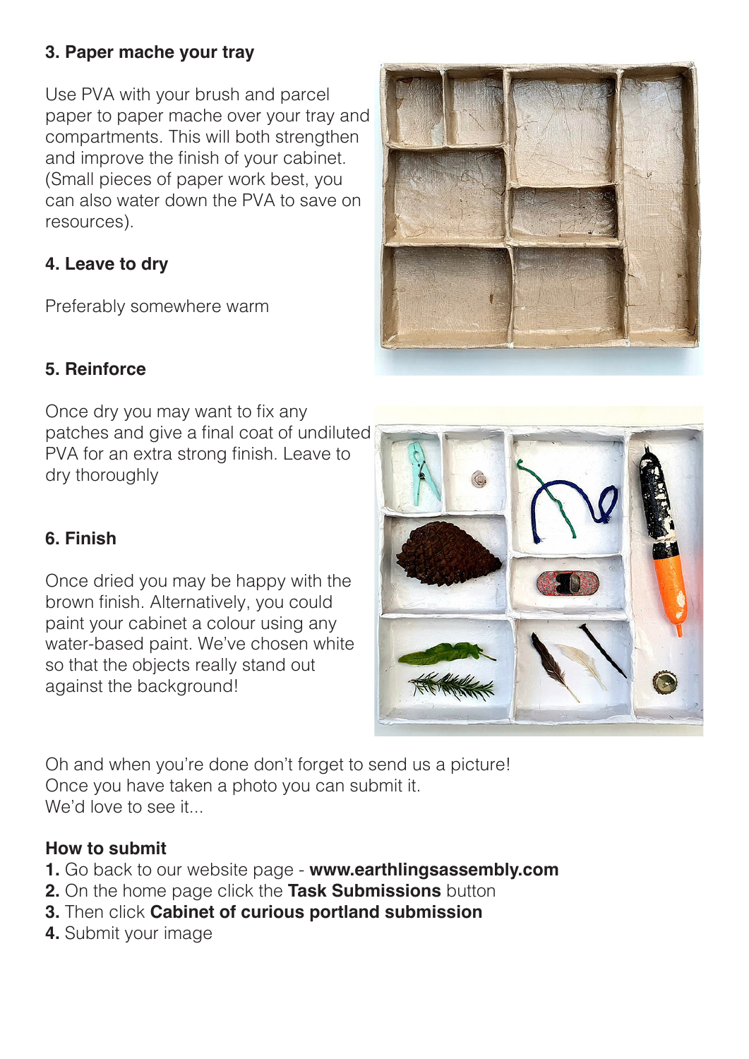### 3. Paper mache your tray

Use PVA with your brush and parcel paper to paper mache over your tray and compartments. This will both strengthen and improve the finish of your cabinet. (Small pieces of paper work best, you can also water down the PVA to save on resources).

### 4. Leave to dry

Preferably somewhere warm

### 5. Reinforce

Once dry you may want to fix any patches and give a final coat of undiluted PVA for an extra strong finish. Leave to dry thoroughly

### 6. Finish

Once dried you may be happy with the brown finish. Alternatively, you could paint your cabinet a colour using any water-based paint. We've chosen white so that the objects really stand out against the background!

Oh and when you're done don't forget to send us a picture!
Once you have taken a photo you can submit it.
We'd love to see it...

**How to submit**

**1.** Go back to our website page - **www.earthlingsassembly.com**
**2.** On the home page click the **Task Submissions** button
**3.** Then click **Cabinet of curious portland submission**
**4.** Submit your image